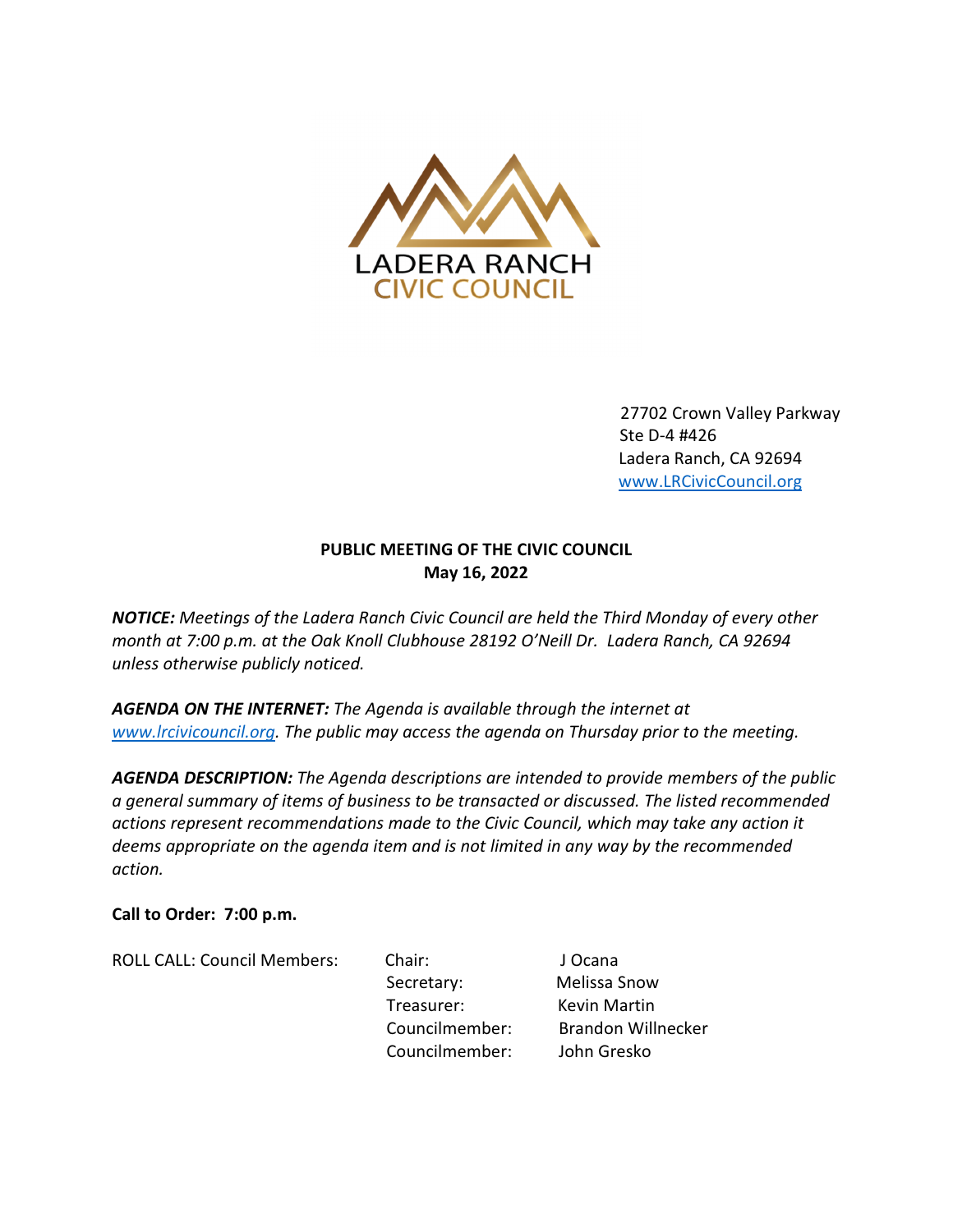LADERA RANCH
CIVIC COUNCIL

27702 Crown Valley Parkway
Ste D-4 #426
Ladera Ranch, CA 92694
www.LRCivicCouncil.org

**PUBLIC MEETING OF THE CIVIC COUNCIL**
**May 16, 2022**

***NOTICE:*** *Meetings of the Ladera Ranch Civic Council are held the Third Monday of every other month at 7:00 p.m. at the Oak Knoll Clubhouse 28192 O'Neill Dr. Ladera Ranch, CA 92694 unless otherwise publicly noticed.*

***AGENDA ON THE INTERNET:*** *The Agenda is available through the internet at www.lrcivicouncil.org. The public may access the agenda on Thursday prior to the meeting.*

***AGENDA DESCRIPTION:*** *The Agenda descriptions are intended to provide members of the public a general summary of items of business to be transacted or discussed. The listed recommended actions represent recommendations made to the Civic Council, which may take any action it deems appropriate on the agenda item and is not limited in any way by the recommended action.*

**Call to Order: 7:00 p.m.**

ROLL CALL: Council Members:

| | |
|---|---|
| Chair: | J Ocana |
| Secretary: | Melissa Snow |
| Treasurer: | Kevin Martin |
| Councilmember: | Brandon Willnecker |
| Councilmember: | John Gresko |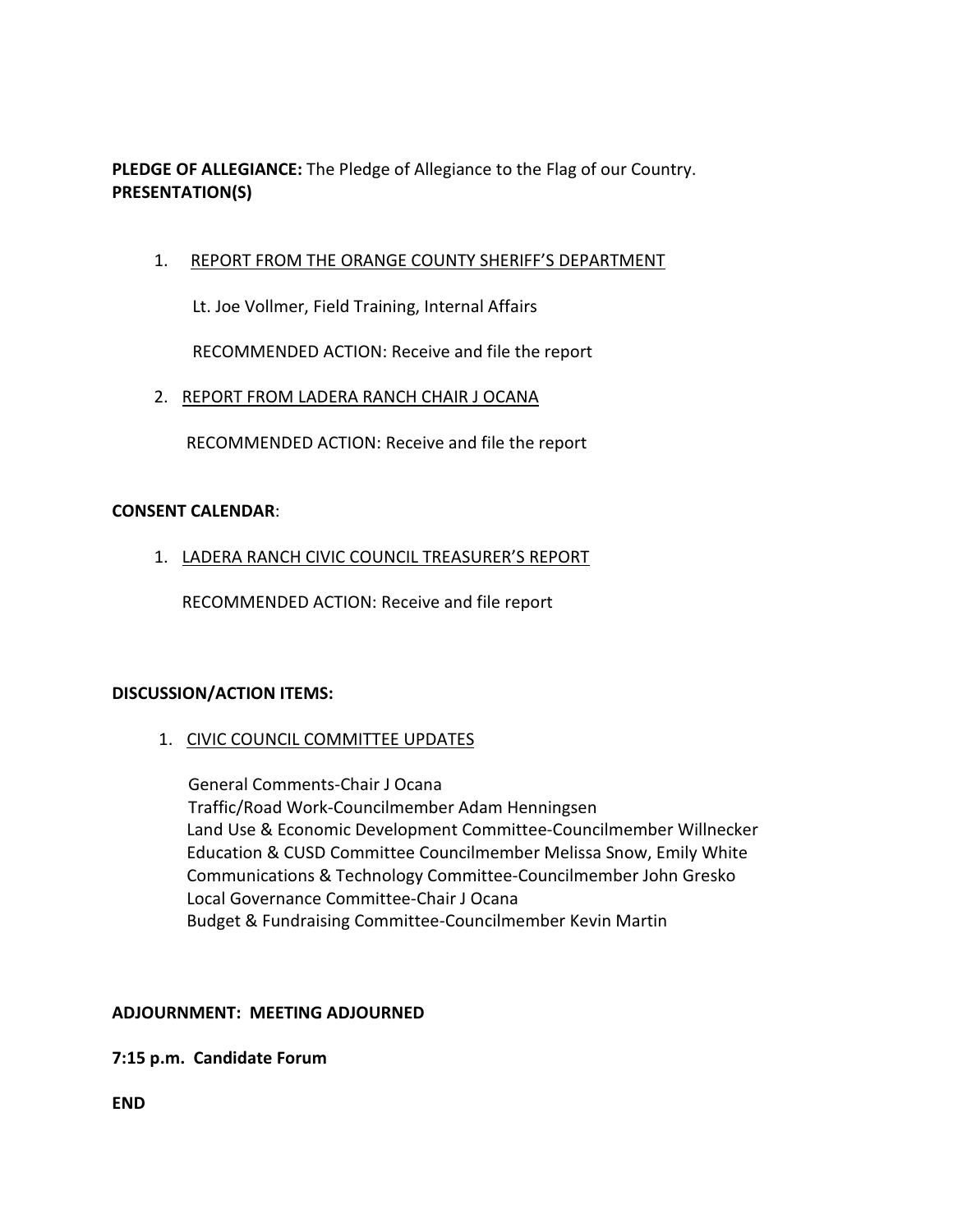**PLEDGE OF ALLEGIANCE:** The Pledge of Allegiance to the Flag of our Country.

**PRESENTATION(S)**

1. REPORT FROM THE ORANGE COUNTY SHERIFF'S DEPARTMENT

   Lt. Joe Vollmer, Field Training, Internal Affairs

   RECOMMENDED ACTION: Receive and file the report

2. REPORT FROM LADERA RANCH CHAIR J OCANA

   RECOMMENDED ACTION: Receive and file the report

**CONSENT CALENDAR**:

1. LADERA RANCH CIVIC COUNCIL TREASURER'S REPORT

   RECOMMENDED ACTION: Receive and file report

**DISCUSSION/ACTION ITEMS:**

1. CIVIC COUNCIL COMMITTEE UPDATES

   General Comments-Chair J Ocana
   Traffic/Road Work-Councilmember Adam Henningsen
   Land Use & Economic Development Committee-Councilmember Willnecker
   Education & CUSD Committee Councilmember Melissa Snow, Emily White
   Communications & Technology Committee-Councilmember John Gresko
   Local Governance Committee-Chair J Ocana
   Budget & Fundraising Committee-Councilmember Kevin Martin

**ADJOURNMENT: MEETING ADJOURNED**

**7:15 p.m. Candidate Forum**

**END**